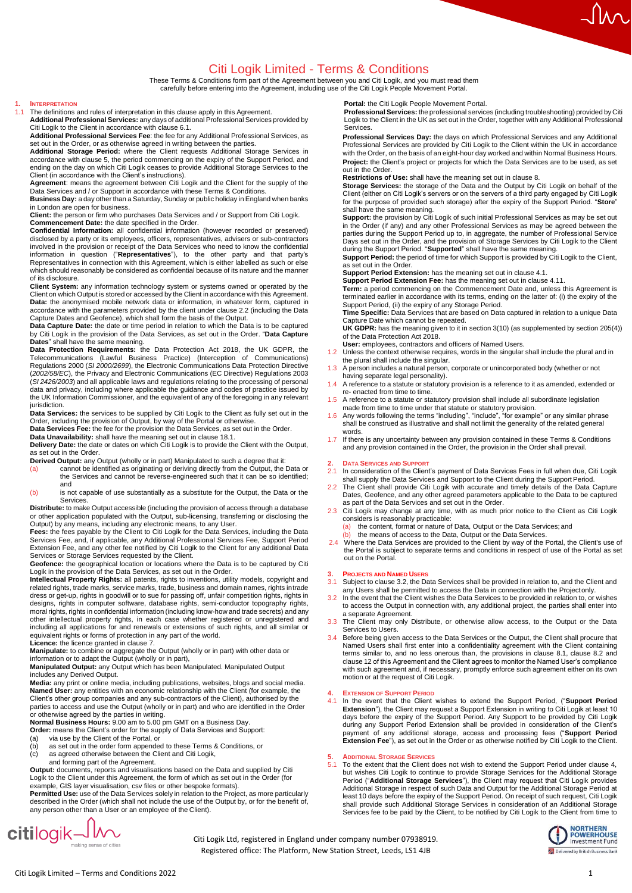# Citi Logik Limited - Terms & Conditions

These Terms & Conditions form part of the Agreement between you and Citi Logik, and you must read them carefully before entering into the Agreement, including use of the Citi Logik People Movement Portal.

## 1. Interpretation

1.1 The definitions and rules of interpretation in this clause apply in this Agreement.

**Additional Professional Services:** any days of additional Professional Services provided by Citi Logik to the Client in accordance with clause 6.1.

**Additional Professional Services Fee**: the fee for any Additional Professional Services, as set out in the Order, or as otherwise agreed in writing between the parties.

**Additional Storage Period:** where the Client requests Additional Storage Services in accordance with clause 5, the period commencing on the expiry of the Support Period, and ending on the day on which Citi Logik ceases to provide Additional Storage Services to the Client (in accordance with the Client's instructions).

**Agreement**: means the agreement between Citi Logik and the Client for the supply of the Data Services and / or Support in accordance with these Terms & Conditions.

**Business Day:** a day other than a Saturday, Sunday or public holiday in England when banks in London are open for business.

**Client:** the person or firm who purchases Data Services and / or Support from Citi Logik.

**Commencement Date:** the date specified in the Order.

**Confidential Information:** all confidential information (however recorded or preserved) disclosed by a party or its employees, officers, representatives, advisers or sub-contractors involved in the provision or receipt of the Data Services who need to know the confidential information in question ("**Representatives**"), to the other party and that party's Representatives in connection with this Agreement, which is either labelled as such or else which should reasonably be considered as confidential because of its nature and the manner of its disclosure.

**Client System:** any information technology system or systems owned or operated by the Client on which Output is stored or accessed by the Client in accordance with this Agreement.

**Data:** the anonymised mobile network data or information, in whatever form, captured in accordance with the parameters provided by the client under clause 2.2 (including the Data Capture Dates and Geofence), which shall form the basis of the Output.

**Data Capture Date:** the date or time period in relation to which the Data is to be captured by Citi Logik in the provision of the Data Services, as set out in the Order. "**Data Capture Dates**" shall have the same meaning.

**Data Protection Requirements:** the Data Protection Act 2018, the UK GDPR, the Telecommunications (Lawful Business Practice) (Interception of Communications) Regulations 2000 (*SI 2000/2699*), the Electronic Communications Data Protection Directive (*2002/58/EC*), the Privacy and Electronic Communications (EC Directive) Regulations 2003 (*SI 2426/2003*) and all applicable laws and regulations relating to the processing of personal data and privacy, including where applicable the guidance and codes of practice issued by the UK Information Commissioner, and the equivalent of any of the foregoing in any relevant jurisdiction.

**Data Services:** the services to be supplied by Citi Logik to the Client as fully set out in the Order, including the provision of Output, by way of the Portal or otherwise.

**Data Services Fee:** the fee for the provision the Data Services, as set out in the Order.

**Data Unavailability:** shall have the meaning set out in clause 18.1.

**Delivery Date:** the date or dates on which Citi Logik is to provide the Client with the Output, as set out in the Order.

**Derived Output:** any Output (wholly or in part) Manipulated to such a degree that it:

(a) cannot be identified as originating or deriving directly from the Output, the Data or the Services and cannot be reverse-engineered such that it can be so identified; and

(b) is not capable of use substantially as a substitute for the Output, the Data or the Services.

**Distribute:** to make Output accessible (including the provision of access through a database or other application populated with the Output, sub-licensing, transferring or disclosing the Output) by any means, including any electronic means, to any User.

**Fees:** the fees payable by the Client to Citi Logik for the Data Services, including the Data Services Fee, and, if applicable, any Additional Professional Services Fee, Support Period Extension Fee, and any other fee notified by Citi Logik to the Client for any additional Data Services or Storage Services requested by the Client.

**Geofence:** the geographical location or locations where the Data is to be captured by Citi Logik in the provision of the Data Services, as set out in the Order.

**Intellectual Property Rights:** all patents, rights to inventions, utility models, copyright and related rights, trade marks, service marks, trade, business and domain names, rights in trade dress or get-up, rights in goodwill or to sue for passing off, unfair competition rights, rights in designs, rights in computer software, database rights, semi-conductor topography rights, moral rights, rights in confidential information (including know-how and trade secrets) and any other intellectual property rights, in each case whether registered or unregistered and including all applications for and renewals or extensions of such rights, and all similar or equivalent rights or forms of protection in any part of the world.

**Licence:** the licence granted in clause 7.

**Manipulate:** to combine or aggregate the Output (wholly or in part) with other data or information or to adapt the Output (wholly or in part),

**Manipulated Output:** any Output which has been Manipulated. Manipulated Output includes any Derived Output.

**Media:** any print or online media, including publications, websites, blogs and social media.

**Named User:** any entities with an economic relationship with the Client (for example, the Client's other group companies and any sub-contractors of the Client), authorised by the parties to access and use the Output (wholly or in part) and who are identified in the Order or otherwise agreed by the parties in writing.

**Normal Business Hours:** 9.00 am to 5.00 pm GMT on a Business Day.

**Order:** means the Client's order for the supply of Data Services and Support:

(a) via use by the Client of the Portal, or

(b) as set out in the order form appended to these Terms & Conditions, or

(c) as agreed otherwise between the Client and Citi Logik,

and forming part of the Agreement.

**Output:** documents, reports and visualisations based on the Data and supplied by Citi Logik to the Client under this Agreement, the form of which as set out in the Order (for example, GIS layer visualisation, csv files or other bespoke formats).

**Permitted Use:** use of the Data Services solely in relation to the Project, as more particularly described in the Order (which shall not include the use of the Output by, or for the benefit of, any person other than a User or an employee of the Client).

**Portal:** the Citi Logik People Movement Portal.

**Professional Services:** the professional services (including troubleshooting) provided by Citi Logik to the Client in the UK as set out in the Order, together with any Additional Professional Services.

**Professional Services Day:** the days on which Professional Services and any Additional Professional Services are provided by Citi Logik to the Client within the UK in accordance with the Order, on the basis of an eight-hour day worked and within Normal Business Hours.

**Project:** the Client's project or projects for which the Data Services are to be used, as set out in the Order.

**Restrictions of Use:** shall have the meaning set out in clause 8.

**Storage Services:** the storage of the Data and the Output by Citi Logik on behalf of the Client (either on Citi Logik's servers or on the servers of a third party engaged by Citi Logik for the purpose of provided such storage) after the expiry of the Support Period. "**Store**" shall have the same meaning.

**Support:** the provision by Citi Logik of such initial Professional Services as may be set out in the Order (if any) and any other Professional Services as may be agreed between the parties during the Support Period up to, in aggregate, the number of Professional Service Days set out in the Order, and the provision of Storage Services by Citi Logik to the Client during the Support Period. "**Supported**" shall have the same meaning.

**Support Period:** the period of time for which Support is provided by Citi Logik to the Client, as set out in the Order.

**Support Period Extension:** has the meaning set out in clause 4.1.

**Support Period Extension Fee:** has the meaning set out in clause 4.11.

**Term:** a period commencing on the Commencement Date and, unless this Agreement is terminated earlier in accordance with its terms, ending on the latter of: (i) the expiry of the Support Period, (ii) the expiry of any Storage Period.

**Time Specific:** Data Services that are based on Data captured in relation to a unique Data Capture Date which cannot be repeated.

**UK GDPR:** has the meaning given to it in section 3(10) (as supplemented by section 205(4)) of the Data Protection Act 2018.

**User:** employees, contractors and officers of Named Users.

1.2 Unless the context otherwise requires, words in the singular shall include the plural and in the plural shall include the singular.

1.3 A person includes a natural person, corporate or unincorporated body (whether or not having separate legal personality).

1.4 A reference to a statute or statutory provision is a reference to it as amended, extended or re- enacted from time to time.

1.5 A reference to a statute or statutory provision shall include all subordinate legislation made from time to time under that statute or statutory provision.

1.6 Any words following the terms "including", "include", "for example" or any similar phrase shall be construed as illustrative and shall not limit the generality of the related general words.

1.7 If there is any uncertainty between any provision contained in these Terms & Conditions and any provision contained in the Order, the provision in the Order shall prevail.

## 2. Data Services and Support

2.1 In consideration of the Client's payment of Data Services Fees in full when due, Citi Logik shall supply the Data Services and Support to the Client during the Support Period.

2.2 The Client shall provide Citi Logik with accurate and timely details of the Data Capture Dates, Geofence, and any other agreed parameters applicable to the Data to be captured as part of the Data Services and set out in the Order.

2.3 Citi Logik may change at any time, with as much prior notice to the Client as Citi Logik considers is reasonably practicable:

(a) the content, format or nature of Data, Output or the Data Services; and

(b) the means of access to the Data, Output or the Data Services.

2.4 Where the Data Services are provided to the Client by way of the Portal, the Client's use of the Portal is subject to separate terms and conditions in respect of use of the Portal as set out on the Portal.

## 3. Projects and Named Users

3.1 Subject to clause 3.2, the Data Services shall be provided in relation to, and the Client and any User shall be permitted to access the Data in connection with the Project only.

3.2 In the event that the Client wishes the Data Services to be provided in relation to, or wishes to access the Output in connection with, any additional project, the parties shall enter into a separate Agreement.

3.3 The Client may only Distribute, or otherwise allow access, to the Output or the Data Services to Users.

3.4 Before being given access to the Data Services or the Output, the Client shall procure that Named Users shall first enter into a confidentiality agreement with the Client containing terms similar to, and no less onerous than, the provisions in clause 8.1, clause 8.2 and clause 12 of this Agreement and the Client agrees to monitor the Named User's compliance with such agreement and, if necessary, promptly enforce such agreement either on its own motion or at the request of Citi Logik.

## 4. Extension of Support Period

4.1 In the event that the Client wishes to extend the Support Period, ("**Support Period Extension**"), the Client may request a Support Extension in writing to Citi Logik at least 10 days before the expiry of the Support Period. Any Support to be provided by Citi Logik during any Support Period Extension shall be provided in consideration of the Client's payment of any additional storage, access and processing fees ("**Support Period Extension Fee**"), as set out in the Order or as otherwise notified by Citi Logik to the Client.

## 5. Additional Storage Services

5.1 To the extent that the Client does not wish to extend the Support Period under clause 4, but wishes Citi Logik to continue to provide Storage Services for the Additional Storage Period ("**Additional Storage Services**"), the Client may request that Citi Logik provides Additional Storage in respect of such Data and Output for the Additional Storage Period at least 10 days before the expiry of the Support Period. On receipt of such request, Citi Logik shall provide such Additional Storage Services in consideration of an Additional Storage Services fee to be paid by the Client, to be notified by Citi Logik to the Client from time to

Citi Logik Ltd, registered in England under company number 07938919.
Registered office: The Platform, New Station Street, Leeds, LS1 4JB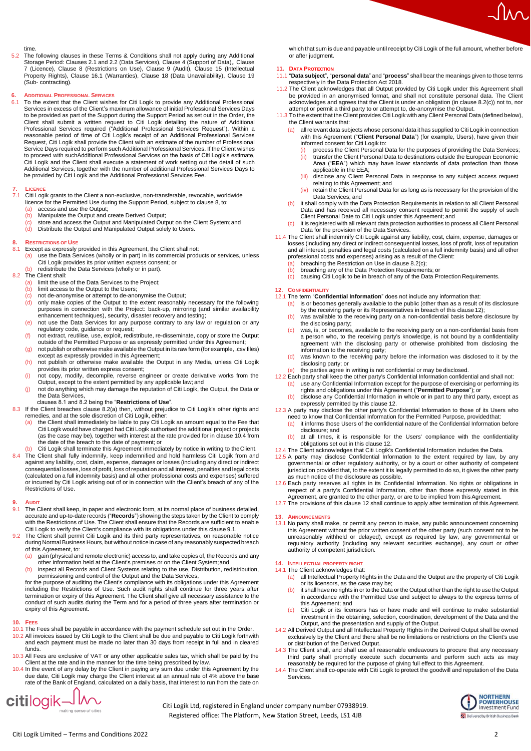time.

5.2 The following clauses in these Terms & Conditions shall not apply during any Additional Storage Period: Clauses 2.1 and 2.2 (Data Services), Clause 4 (Support of Data),, Clause 7 (Licence), Clause 8 (Restrictions on Use), Clause 9 (Audit), Clause 15 (Intellectual Property Rights), Clause 16.1 (Warranties), Clause 18 (Data Unavailability), Clause 19 (Sub- contracting).

## 6. Additional Professional Services

6.1 To the extent that the Client wishes for Citi Logik to provide any Additional Professional Services in excess of the Client's maximum allowance of initial Professional Services Days to be provided as part of the Support during the Support Period as set out in the Order, the Client shall submit a written request to Citi Logik detailing the nature of Additional Professional Services required ("Additional Professional Services Request"). Within a reasonable period of time of Citi Logik's receipt of an Additional Professional Services Request, Citi Logik shall provide the Client with an estimate of the number of Professional Service Days required to perform such Additional Professional Services. If the Client wishes to proceed with suchAdditional Professional Services on the basis of Citi Logik's estimate, Citi Logik and the Client shall execute a statement of work setting out the detail of such Additional Services, together with the number of additional Professional Services Days to be provided by Citi Logik and the Additional Professional Services Fee.

## 7. Licence

7.1 Citi Logik grants to the Client a non-exclusive, non-transferable, revocable, worldwide licence for the Permitted Use during the Support Period, subject to clause 8, to:
- (a) access and use the Output;
- (b) Manipulate the Output and create Derived Output;
- (c) store and access the Output and Manipulated Output on the Client System; and
- (d) Distribute the Output and Manipulated Output solely to Users.

## 8. Restrictions of Use

8.1 Except as expressly provided in this Agreement, the Client shall not:
- (a) use the Data Services (wholly or in part) in its commercial products or services, unless Citi Logik provides its prior written express consent; or
- (b) redistribute the Data Services (wholly or in part).

8.2 The Client shall:
- (a) limit the use of the Data Services to the Project;
- (b) limit access to the Output to the Users;
- (c) not de-anonymise or attempt to de-anonymise the Output;
- (d) only make copies of the Output to the extent reasonably necessary for the following purposes in connection with the Project: back-up, mirroring (and similar availability enhancement techniques), security, disaster recovery and testing;
- (e) not use the Data Services for any purpose contrary to any law or regulation or any regulatory code, guidance or request;
- (f) not extract, reutilise, use, exploit, redistribute, re-disseminate, copy or store the Output outside of the Permitted Purpose or as expressly permitted under this Agreement;
- (g) not publish or otherwise make available the Output in its raw form (for example, .csv files) except as expressly provided in this Agreement;
- (h) not publish or otherwise make available the Output in any Media, unless Citi Logik provides its prior written express consent;
- (i) not copy, modify, decompile, reverse engineer or create derivative works from the Output, except to the extent permitted by any applicable law; and
- (j) not do anything which may damage the reputation of Citi Logik, the Output, the Data or the Data Services,

clauses 8.1 and 8.2 being the "**Restrictions of Use**".

8.3 If the Client breaches clause 8.2(a) then, without prejudice to Citi Logik's other rights and remedies, and at the sole discretion of Citi Logik, either:
- (a) the Client shall immediately be liable to pay Citi Logik an amount equal to the Fee that Citi Logik would have charged had Citi Logik authorised the additional project or projects (as the case may be), together with interest at the rate provided for in clause 10.4 from the date of the breach to the date of payment; or
- (b) Citi Logik shall terminate this Agreement immediately by notice in writing to the Client.

8.4 The Client shall fully indemnify, keep indemnified and hold harmless Citi Logik from and against any liability, cost, claim, expense, damages or losses (including any direct or indirect consequential losses, loss of profit, loss of reputation and all interest, penalties and legal costs (calculated on a full indemnity basis) and all other professional costs and expenses) suffered or incurred by Citi Logik arising out of or in connection with the Client's breach of any of the Restrictions of Use.

## 9. Audit

9.1 The Client shall keep, in paper and electronic form, at its normal place of business detailed, accurate and up-to-date records ("**Records**") showing the steps taken by the Client to comply with the Restrictions of Use. The Client shall ensure that the Records are sufficient to enable Citi Logik to verify the Client's compliance with its obligations under this clause 9.1.

9.2 The Client shall permit Citi Logik and its third party representatives, on reasonable notice during Normal Business Hours, but without notice in case of any reasonably suspected breach of this Agreement, to:
- (a) gain (physical and remote electronic) access to, and take copies of, the Records and any other information held at the Client's premises or on the Client System; and
- (b) inspect all Records and Client Systems relating to the use, Distribution, redistribution, permissioning and control of the Output and the Data Services,

for the purpose of auditing the Client's compliance with its obligations under this Agreement including the Restrictions of Use. Such audit rights shall continue for three years after termination or expiry of this Agreement. The Client shall give all necessary assistance to the conduct of such audits during the Term and for a period of three years after termination or expiry of this Agreement.

## 10. Fees

10.1 The Fees shall be payable in accordance with the payment schedule set out in the Order.

10.2 All invoices issued by Citi Logik to the Client shall be due and payable to Citi Logik forthwith and each payment must be made no later than 30 days from receipt in full and in cleared funds.

10.3 All Fees are exclusive of VAT or any other applicable sales tax, which shall be paid by the Client at the rate and in the manner for the time being prescribed by law.

10.4 In the event of any delay by the Client in paying any sum due under this Agreement by the due date, Citi Logik may charge the Client interest at an annual rate of 4% above the base rate of the Bank of England, calculated on a daily basis, that interest to run from the date on which that sum is due and payable until receipt by Citi Logik of the full amount, whether before or after judgment.

## 11. Data Protection

11.1 "**Data subject**", "**personal data**" and "**process**" shall bear the meanings given to those terms respectively in the Data Protection Act 2018.

11.2 The Client acknowledges that all Output provided by Citi Logik under this Agreement shall be provided in an anonymised format, and shall not constitute personal data. The Client acknowledges and agrees that the Client is under an obligation (in clause 8.2(c)) not to, nor attempt or permit a third party to or attempt to, de-anonymise the Output.

11.3 To the extent that the Client provides Citi Logik with any Client Personal Data (defined below), the Client warrants that:
- (a) all relevant data subjects whose personal data it has supplied to Citi Logik in connection with this Agreement ("**Client Personal Data**") (for example, Users), have given their informed consent for Citi Logik to:
  - (i) process the Client Personal Data for the purposes of providing the Data Services;
  - (ii) transfer the Client Personal Data to destinations outside the European Economic Area ("**EEA**") which may have lower standards of data protection than those applicable in the EEA;
  - (iii) disclose any Client Personal Data in response to any subject access request relating to this Agreement; and
  - (iv) retain the Client Personal Data for as long as is necessary for the provision of the Data Services; and
- (b) it shall comply with the Data Protection Requirements in relation to all Client Personal Data and has received all necessary consent required to permit the supply of such Client Personal Date to Citi Logik under this Agreement; and
- (c) it is registered with all relevant data protection authorities to process all Client Personal Data for the provision of the Data Services.

11.4 The Client shall indemnify Citi Logik against any liability, cost, claim, expense, damages or losses (including any direct or indirect consequential losses, loss of profit, loss of reputation and all interest, penalties and legal costs (calculated on a full indemnity basis) and all other professional costs and expenses) arising as a result of the Client:
- (a) breaching the Restriction on Use in clause 8.2(c);
- (b) breaching any of the Data Protection Requirements; or
- (c) causing Citi Logik to be in breach of any of the Data Protection Requirements.

## 12. Confidentiality

12.1 The term "**Confidential Information**" does not include any information that:
- (a) is or becomes generally available to the public (other than as a result of its disclosure by the receiving party or its Representatives in breach of this clause 12);
- (b) was available to the receiving party on a non-confidential basis before disclosure by the disclosing party;
- (c) was, is, or becomes, available to the receiving party on a non-confidential basis from a person who, to the receiving party's knowledge, is not bound by a confidentiality agreement with the disclosing party or otherwise prohibited from disclosing the information to the receiving party;
- (d) was known to the receiving party before the information was disclosed to it by the disclosing party; or
- (e) the parties agree in writing is not confidential or may be disclosed.

12.2 Each party shall keep the other party's Confidential Information confidential and shall not:
- (a) use any Confidential Information except for the purpose of exercising or performing its rights and obligations under this Agreement ("**Permitted Purpose**"); or
- (b) disclose any Confidential Information in whole or in part to any third party, except as expressly permitted by this clause 12.

12.3 A party may disclose the other party's Confidential Information to those of its Users who need to know that Confidential Information for the Permitted Purpose, provided that:
- (a) it informs those Users of the confidential nature of the Confidential Information before disclosure; and
- (b) at all times, it is responsible for the Users' compliance with the confidentiality obligations set out in this clause 12.

12.4 The Client acknowledges that Citi Logik's Confidential Information includes the Data.

12.5 A party may disclose Confidential Information to the extent required by law, by any governmental or other regulatory authority, or by a court or other authority of competent jurisdiction provided that, to the extent it is legally permitted to do so, it gives the other party as much notice of the disclosure as possible.

12.6 Each party reserves all rights in its Confidential Information. No rights or obligations in respect of a party's Confidential Information, other than those expressly stated in this Agreement, are granted to the other party, or are to be implied from this Agreement.

12.7 The provisions of this clause 12 shall continue to apply after termination of this Agreement.

## 13. Announcements

13.1 No party shall make, or permit any person to make, any public announcement concerning this Agreement without the prior written consent of the other party (such consent not to be unreasonably withheld or delayed), except as required by law, any governmental or regulatory authority (including any relevant securities exchange), any court or other authority of competent jurisdiction.

## 14. Intellectual Property Right

14.1 The Client acknowledges that:
- (a) all Intellectual Property Rights in the Data and the Output are the property of Citi Logik or its licensors, as the case may be;
- (b) it shall have no rights in or to the Data or the Output other than the right to use the Output in accordance with the Permitted Use and subject to always to the express terms of this Agreement; and
- (c) Citi Logik or its licensors has or have made and will continue to make substantial investment in the obtaining, selection, coordination, development of the Data and the Output, and the presentation and supply of the Output.

14.2 All Derived Output and all Intellectual Property Rights in the Derived Output shall be owned exclusively by the Client and there shall be no limitations or restrictions on the Client's use or distribution of the Derived Output.

14.3 The Client shall, and shall use all reasonable endeavours to procure that any necessary third party shall promptly execute such documents and perform such acts as may reasonably be required for the purpose of giving full effect to this Agreement.

14.4 The Client shall co-operate with Citi Logik to protect the goodwill and reputation of the Data Services.

Citi Logik Ltd, registered in England under company number 07938919.
Registered office: The Platform, New Station Street, Leeds, LS1 4JB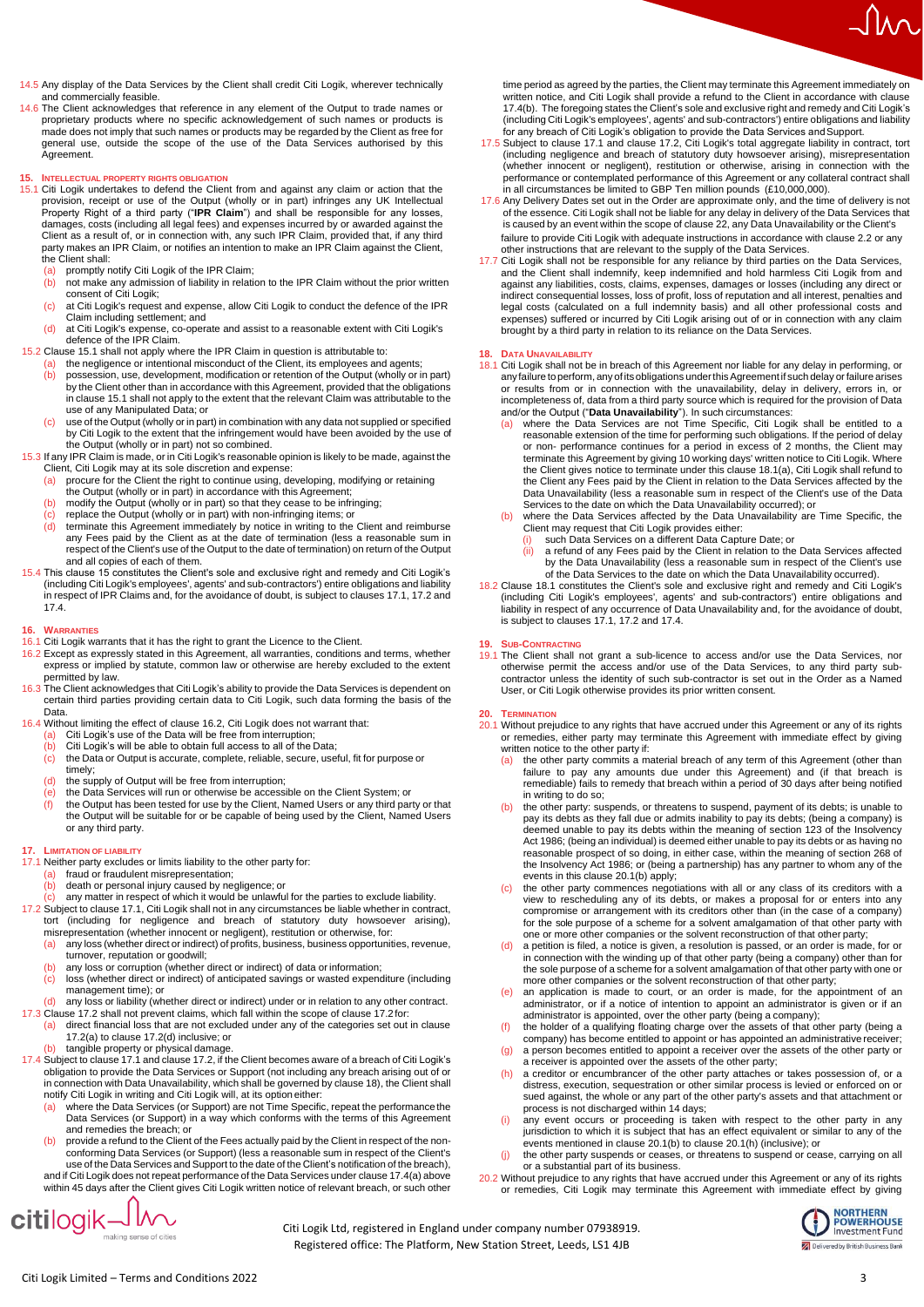14.5 Any display of the Data Services by the Client shall credit Citi Logik, wherever technically and commercially feasible.

14.6 The Client acknowledges that reference in any element of the Output to trade names or proprietary products where no specific acknowledgement of such names or products is made does not imply that such names or products may be regarded by the Client as free for general use, outside the scope of the use of the Data Services authorised by this Agreement.

## 15. Intellectual Property Rights Obligation

15.1 Citi Logik undertakes to defend the Client from and against any claim or action that the provision, receipt or use of the Output (wholly or in part) infringes any UK Intellectual Property Right of a third party ("**IPR Claim**") and shall be responsible for any losses, damages, costs (including all legal fees) and expenses incurred by or awarded against the Client as a result of, or in connection with, any such IPR Claim, provided that, if any third party makes an IPR Claim, or notifies an intention to make an IPR Claim against the Client, the Client shall:

- (a) promptly notify Citi Logik of the IPR Claim;
- (b) not make any admission of liability in relation to the IPR Claim without the prior written consent of Citi Logik;
- (c) at Citi Logik's request and expense, allow Citi Logik to conduct the defence of the IPR Claim including settlement; and
- (d) at Citi Logik's expense, co-operate and assist to a reasonable extent with Citi Logik's defence of the IPR Claim.

15.2 Clause 15.1 shall not apply where the IPR Claim in question is attributable to:

- (a) the negligence or intentional misconduct of the Client, its employees and agents;
- (b) possession, use, development, modification or retention of the Output (wholly or in part) by the Client other than in accordance with this Agreement, provided that the obligations in clause 15.1 shall not apply to the extent that the relevant Claim was attributable to the use of any Manipulated Data; or
- (c) use of the Output (wholly or in part) in combination with any data not supplied or specified by Citi Logik to the extent that the infringement would have been avoided by the use of the Output (wholly or in part) not so combined.

15.3 If any IPR Claim is made, or in Citi Logik's reasonable opinion is likely to be made, against the Client, Citi Logik may at its sole discretion and expense:

- (a) procure for the Client the right to continue using, developing, modifying or retaining the Output (wholly or in part) in accordance with this Agreement;
- (b) modify the Output (wholly or in part) so that they cease to be infringing;
- (c) replace the Output (wholly or in part) with non-infringing items; or
- (d) terminate this Agreement immediately by notice in writing to the Client and reimburse any Fees paid by the Client as at the date of termination (less a reasonable sum in respect of the Client's use of the Output to the date of termination) on return of the Output and all copies of each of them.

15.4 This clause 15 constitutes the Client's sole and exclusive right and remedy and Citi Logik's (including Citi Logik's employees', agents' and sub-contractors') entire obligations and liability in respect of IPR Claims and, for the avoidance of doubt, is subject to clauses 17.1, 17.2 and 17.4.

## 16. Warranties

16.1 Citi Logik warrants that it has the right to grant the Licence to the Client.

16.2 Except as expressly stated in this Agreement, all warranties, conditions and terms, whether express or implied by statute, common law or otherwise are hereby excluded to the extent permitted by law.

16.3 The Client acknowledges that Citi Logik's ability to provide the Data Services is dependent on certain third parties providing certain data to Citi Logik, such data forming the basis of the Data.

16.4 Without limiting the effect of clause 16.2, Citi Logik does not warrant that:

- (a) Citi Logik's use of the Data will be free from interruption;
- (b) Citi Logik's will be able to obtain full access to all of the Data;
- (c) the Data or Output is accurate, complete, reliable, secure, useful, fit for purpose or timely;
- (d) the supply of Output will be free from interruption;
- (e) the Data Services will run or otherwise be accessible on the Client System; or
- (f) the Output has been tested for use by the Client, Named Users or any third party or that the Output will be suitable for or be capable of being used by the Client, Named Users or any third party.

## 17. Limitation of Liability

17.1 Neither party excludes or limits liability to the other party for:

- (a) fraud or fraudulent misrepresentation;
- (b) death or personal injury caused by negligence; or
- (c) any matter in respect of which it would be unlawful for the parties to exclude liability.

17.2 Subject to clause 17.1, Citi Logik shall not in any circumstances be liable whether in contract, tort (including for negligence and breach of statutory duty howsoever arising), misrepresentation (whether innocent or negligent), restitution or otherwise, for:

- (a) any loss (whether direct or indirect) of profits, business, business opportunities, revenue, turnover, reputation or goodwill;
- (b) any loss or corruption (whether direct or indirect) of data or information;
- (c) loss (whether direct or indirect) of anticipated savings or wasted expenditure (including management time); or
- (d) any loss or liability (whether direct or indirect) under or in relation to any other contract.

17.3 Clause 17.2 shall not prevent claims, which fall within the scope of clause 17.2 for:

- (a) direct financial loss that are not excluded under any of the categories set out in clause 17.2(a) to clause 17.2(d) inclusive; or
- (b) tangible property or physical damage.

17.4 Subject to clause 17.1 and clause 17.2, if the Client becomes aware of a breach of Citi Logik's obligation to provide the Data Services or Support (not including any breach arising out of or in connection with Data Unavailability, which shall be governed by clause 18), the Client shall notify Citi Logik in writing and Citi Logik will, at its option either:

- (a) where the Data Services (or Support) are not Time Specific, repeat the performance the Data Services (or Support) in a way which conforms with the terms of this Agreement and remedies the breach; or
- (b) provide a refund to the Client of the Fees actually paid by the Client in respect of the non-conforming Data Services (or Support) (less a reasonable sum in respect of the Client's use of the Data Services and Support to the date of the Client's notification of the breach),

and if Citi Logik does not repeat performance of the Data Services under clause 17.4(a) above within 45 days after the Client gives Citi Logik written notice of relevant breach, or such other time period as agreed by the parties, the Client may terminate this Agreement immediately on written notice, and Citi Logik shall provide a refund to the Client in accordance with clause 17.4(b). The foregoing states the Client's sole and exclusive right and remedy and Citi Logik's (including Citi Logik's employees', agents' and sub-contractors') entire obligations and liability for any breach of Citi Logik's obligation to provide the Data Services and Support.

17.5 Subject to clause 17.1 and clause 17.2, Citi Logik's total aggregate liability in contract, tort (including negligence and breach of statutory duty howsoever arising), misrepresentation (whether innocent or negligent), restitution or otherwise, arising in connection with the performance or contemplated performance of this Agreement or any collateral contract shall in all circumstances be limited to GBP Ten million pounds (£10,000,000).

17.6 Any Delivery Dates set out in the Order are approximate only, and the time of delivery is not of the essence. Citi Logik shall not be liable for any delay in delivery of the Data Services that is caused by an event within the scope of clause 22, any Data Unavailability or the Client's failure to provide Citi Logik with adequate instructions in accordance with clause 2.2 or any other instructions that are relevant to the supply of the Data Services.

17.7 Citi Logik shall not be responsible for any reliance by third parties on the Data Services, and the Client shall indemnify, keep indemnified and hold harmless Citi Logik from and against any liabilities, costs, claims, expenses, damages or losses (including any direct or indirect consequential losses, loss of profit, loss of reputation and all interest, penalties and legal costs (calculated on a full indemnity basis) and all other professional costs and expenses) suffered or incurred by Citi Logik arising out of or in connection with any claim brought by a third party in relation to its reliance on the Data Services.

## 18. Data Unavailability

18.1 Citi Logik shall not be in breach of this Agreement nor liable for any delay in performing, or any failure to perform, any of its obligations under this Agreement if such delay or failure arises or results from or in connection with the unavailability, delay in delivery, errors in, or incompleteness of, data from a third party source which is required for the provision of Data and/or the Output ("**Data Unavailability**"). In such circumstances:

- (a) where the Data Services are not Time Specific, Citi Logik shall be entitled to a reasonable extension of the time for performing such obligations. If the period of delay or non- performance continues for a period in excess of 2 months, the Client may terminate this Agreement by giving 10 working days' written notice to Citi Logik. Where the Client gives notice to terminate under this clause 18.1(a), Citi Logik shall refund to the Client any Fees paid by the Client in relation to the Data Services affected by the Data Unavailability (less a reasonable sum in respect of the Client's use of the Data Services to the date on which the Data Unavailability occurred); or
- (b) where the Data Services affected by the Data Unavailability are Time Specific, the Client may request that Citi Logik provides either:
  - (i) such Data Services on a different Data Capture Date; or
  - (ii) a refund of any Fees paid by the Client in relation to the Data Services affected by the Data Unavailability (less a reasonable sum in respect of the Client's use of the Data Services to the date on which the Data Unavailability occurred).

18.2 Clause 18.1 constitutes the Client's sole and exclusive right and remedy and Citi Logik's (including Citi Logik's employees', agents' and sub-contractors') entire obligations and liability in respect of any occurrence of Data Unavailability and, for the avoidance of doubt, is subject to clauses 17.1, 17.2 and 17.4.

## 19. Sub-Contracting

19.1 The Client shall not grant a sub-licence to access and/or use the Data Services, nor otherwise permit the access and/or use of the Data Services, to any third party sub-contractor unless the identity of such sub-contractor is set out in the Order as a Named User, or Citi Logik otherwise provides its prior written consent.

## 20. Termination

20.1 Without prejudice to any rights that have accrued under this Agreement or any of its rights or remedies, either party may terminate this Agreement with immediate effect by giving written notice to the other party if:

- (a) the other party commits a material breach of any term of this Agreement (other than failure to pay any amounts due under this Agreement) and (if that breach is remediable) fails to remedy that breach within a period of 30 days after being notified in writing to do so;
- (b) the other party: suspends, or threatens to suspend, payment of its debts; is unable to pay its debts as they fall due or admits inability to pay its debts; (being a company) is deemed unable to pay its debts within the meaning of section 123 of the Insolvency Act 1986; (being an individual) is deemed either unable to pay its debts or as having no reasonable prospect of so doing, in either case, within the meaning of section 268 of the Insolvency Act 1986; or (being a partnership) has any partner to whom any of the events in this clause 20.1(b) apply;
- (c) the other party commences negotiations with all or any class of its creditors with a view to rescheduling any of its debts, or makes a proposal for or enters into any compromise or arrangement with its creditors other than (in the case of a company) for the sole purpose of a scheme for a solvent amalgamation of that other party with one or more other companies or the solvent reconstruction of that other party;
- (d) a petition is filed, a notice is given, a resolution is passed, or an order is made, for or in connection with the winding up of that other party (being a company) other than for the sole purpose of a scheme for a solvent amalgamation of that other party with one or more other companies or the solvent reconstruction of that other party;
- (e) an application is made to court, or an order is made, for the appointment of an administrator, or if a notice of intention to appoint an administrator is given or if an administrator is appointed, over the other party (being a company);
- (f) the holder of a qualifying floating charge over the assets of that other party (being a company) has become entitled to appoint or has appointed an administrative receiver;
- (g) a person becomes entitled to appoint a receiver over the assets of the other party or a receiver is appointed over the assets of the other party;
- (h) a creditor or encumbrancer of the other party attaches or takes possession of, or a distress, execution, sequestration or other similar process is levied or enforced on or sued against, the whole or any part of the other party's assets and that attachment or process is not discharged within 14 days;
- (i) any event occurs or proceeding is taken with respect to the other party in any jurisdiction to which it is subject that has an effect equivalent or similar to any of the events mentioned in clause 20.1(b) to clause 20.1(h) (inclusive); or
- (j) the other party suspends or ceases, or threatens to suspend or cease, carrying on all or a substantial part of its business.

20.2 Without prejudice to any rights that have accrued under this Agreement or any of its rights or remedies, Citi Logik may terminate this Agreement with immediate effect by giving

Citi Logik Ltd, registered in England under company number 07938919.
Registered office: The Platform, New Station Street, Leeds, LS1 4JB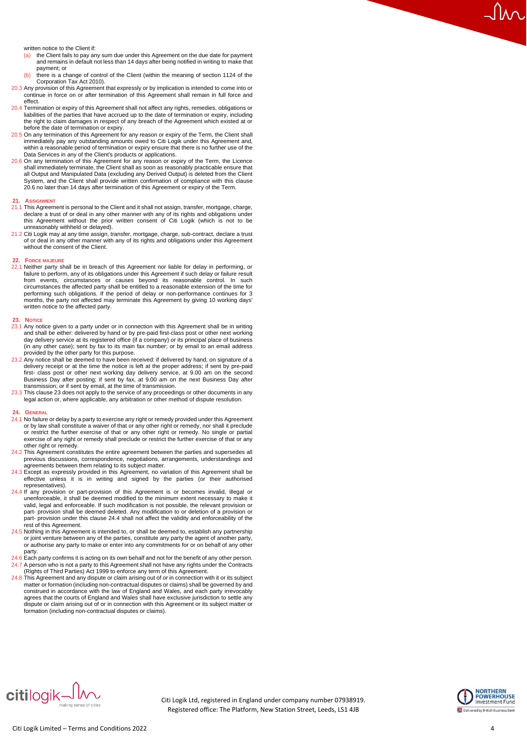written notice to the Client if:

(a) the Client fails to pay any sum due under this Agreement on the due date for payment and remains in default not less than 14 days after being notified in writing to make that payment; or

(b) there is a change of control of the Client (within the meaning of section 1124 of the Corporation Tax Act 2010).

20.3 Any provision of this Agreement that expressly or by implication is intended to come into or continue in force on or after termination of this Agreement shall remain in full force and effect.

20.4 Termination or expiry of this Agreement shall not affect any rights, remedies, obligations or liabilities of the parties that have accrued up to the date of termination or expiry, including the right to claim damages in respect of any breach of the Agreement which existed at or before the date of termination or expiry.

20.5 On any termination of this Agreement for any reason or expiry of the Term, the Client shall immediately pay any outstanding amounts owed to Citi Logik under this Agreement and, within a reasonable period of termination or expiry ensure that there is no further use of the Data Services in any of the Client's products or applications.

20.6 On any termination of this Agreement for any reason or expiry of the Term, the Licence shall immediately terminate, the Client shall as soon as reasonably practicable ensure that all Output and Manipulated Data (excluding any Derived Output) is deleted from the Client System, and the Client shall provide written confirmation of compliance with this clause 20.6 no later than 14 days after termination of this Agreement or expiry of the Term.

## 21. Assignment

21.1 This Agreement is personal to the Client and it shall not assign, transfer, mortgage, charge, declare a trust of or deal in any other manner with any of its rights and obligations under this Agreement without the prior written consent of Citi Logik (which is not to be unreasonably withheld or delayed).

21.2 Citi Logik may at any time assign, transfer, mortgage, charge, sub-contract, declare a trust of or deal in any other manner with any of its rights and obligations under this Agreement without the consent of the Client.

## 22. Force Majeure

22.1 Neither party shall be in breach of this Agreement nor liable for delay in performing, or failure to perform, any of its obligations under this Agreement if such delay or failure result from events, circumstances or causes beyond its reasonable control. In such circumstances the affected party shall be entitled to a reasonable extension of the time for performing such obligations. If the period of delay or non-performance continues for 3 months, the party not affected may terminate this Agreement by giving 10 working days' written notice to the affected party.

## 23. Notice

23.1 Any notice given to a party under or in connection with this Agreement shall be in writing and shall be either: delivered by hand or by pre-paid first-class post or other next working day delivery service at its registered office (if a company) or its principal place of business (in any other case); sent by fax to its main fax number; or by email to an email address provided by the other party for this purpose.

23.2 Any notice shall be deemed to have been received: if delivered by hand, on signature of a delivery receipt or at the time the notice is left at the proper address; if sent by pre-paid first- class post or other next working day delivery service, at 9.00 am on the second Business Day after posting; if sent by fax, at 9.00 am on the next Business Day after transmission; or if sent by email, at the time of transmission.

23.3 This clause 23 does not apply to the service of any proceedings or other documents in any legal action or, where applicable, any arbitration or other method of dispute resolution.

## 24. General

24.1 No failure or delay by a party to exercise any right or remedy provided under this Agreement or by law shall constitute a waiver of that or any other right or remedy, nor shall it preclude or restrict the further exercise of that or any other right or remedy. No single or partial exercise of any right or remedy shall preclude or restrict the further exercise of that or any other right or remedy.

24.2 This Agreement constitutes the entire agreement between the parties and supersedes all previous discussions, correspondence, negotiations, arrangements, understandings and agreements between them relating to its subject matter.

24.3 Except as expressly provided in this Agreement, no variation of this Agreement shall be effective unless it is in writing and signed by the parties (or their authorised representatives).

24.4 If any provision or part-provision of this Agreement is or becomes invalid, illegal or unenforceable, it shall be deemed modified to the minimum extent necessary to make it valid, legal and enforceable. If such modification is not possible, the relevant provision or part- provision shall be deemed deleted. Any modification to or deletion of a provision or part- provision under this clause 24.4 shall not affect the validity and enforceability of the rest of this Agreement.

24.5 Nothing in this Agreement is intended to, or shall be deemed to, establish any partnership or joint venture between any of the parties, constitute any party the agent of another party, or authorise any party to make or enter into any commitments for or on behalf of any other party.

24.6 Each party confirms it is acting on its own behalf and not for the benefit of any other person.

24.7 A person who is not a party to this Agreement shall not have any rights under the Contracts (Rights of Third Parties) Act 1999 to enforce any term of this Agreement.

24.8 This Agreement and any dispute or claim arising out of or in connection with it or its subject matter or formation (including non-contractual disputes or claims) shall be governed by and construed in accordance with the law of England and Wales, and each party irrevocably agrees that the courts of England and Wales shall have exclusive jurisdiction to settle any dispute or claim arising out of or in connection with this Agreement or its subject matter or formation (including non-contractual disputes or claims).

Citi Logik Ltd, registered in England under company number 07938919.
Registered office: The Platform, New Station Street, Leeds, LS1 4JB